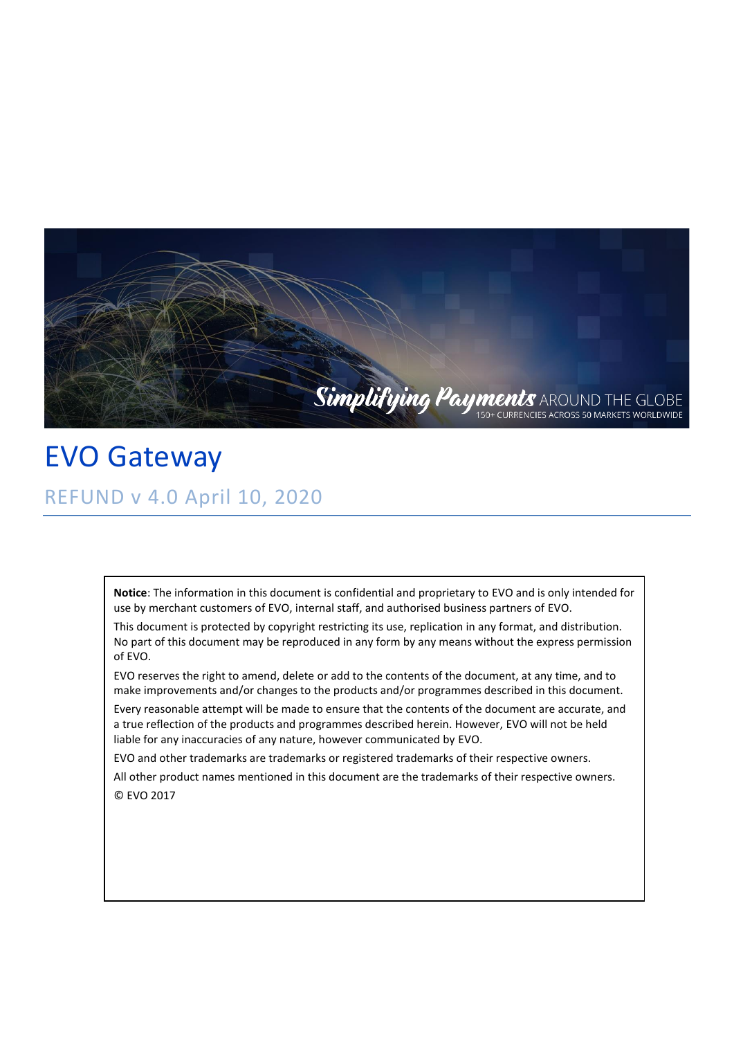# EVO Gateway

## REFUND v 4.0 April 10, 2020

**Notice**: The information in this document is confidential and proprietary to EVO and is only intended for use by merchant customers of EVO, internal staff, and authorised business partners of EVO.

This document is protected by copyright restricting its use, replication in any format, and distribution. No part of this document may be reproduced in any form by any means without the express permission of EVO.

EVO reserves the right to amend, delete or add to the contents of the document, at any time, and to make improvements and/or changes to the products and/or programmes described in this document.

Every reasonable attempt will be made to ensure that the contents of the document are accurate, and a true reflection of the products and programmes described herein. However, EVO will not be held liable for any inaccuracies of any nature, however communicated by EVO.

EVO and other trademarks are trademarks or registered trademarks of their respective owners.

All other product names mentioned in this document are the trademarks of their respective owners.

© EVO 2017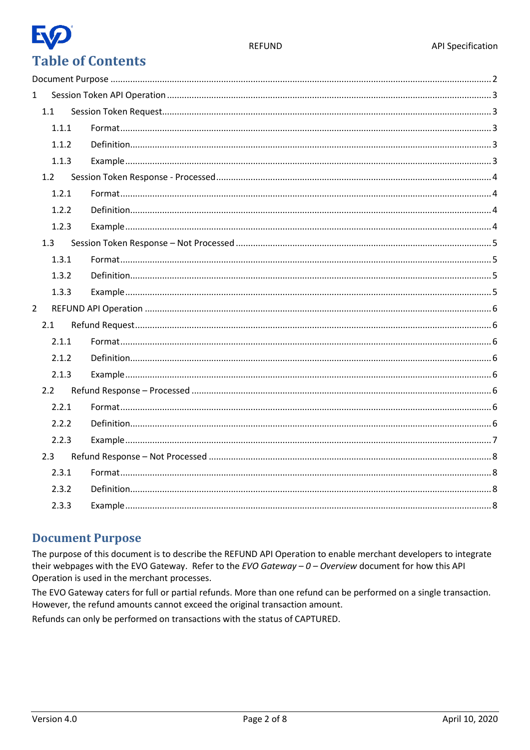# Table of Contents

- Document Purpose ........ 2
- 1 Session Token API Operation ........ 3
  - 1.1 Session Token Request ........ 3
    - 1.1.1 Format ........ 3
    - 1.1.2 Definition ........ 3
    - 1.1.3 Example ........ 3
  - 1.2 Session Token Response - Processed ........ 4
    - 1.2.1 Format ........ 4
    - 1.2.2 Definition ........ 4
    - 1.2.3 Example ........ 4
  - 1.3 Session Token Response – Not Processed ........ 5
    - 1.3.1 Format ........ 5
    - 1.3.2 Definition ........ 5
    - 1.3.3 Example ........ 5
- 2 REFUND API Operation ........ 6
  - 2.1 Refund Request ........ 6
    - 2.1.1 Format ........ 6
    - 2.1.2 Definition ........ 6
    - 2.1.3 Example ........ 6
  - 2.2 Refund Response – Processed ........ 6
    - 2.2.1 Format ........ 6
    - 2.2.2 Definition ........ 6
    - 2.2.3 Example ........ 7
  - 2.3 Refund Response – Not Processed ........ 8
    - 2.3.1 Format ........ 8
    - 2.3.2 Definition ........ 8
    - 2.3.3 Example ........ 8

## Document Purpose

The purpose of this document is to describe the REFUND API Operation to enable merchant developers to integrate their webpages with the EVO Gateway. Refer to the *EVO Gateway – 0 – Overview* document for how this API Operation is used in the merchant processes.

The EVO Gateway caters for full or partial refunds. More than one refund can be performed on a single transaction. However, the refund amounts cannot exceed the original transaction amount.

Refunds can only be performed on transactions with the status of CAPTURED.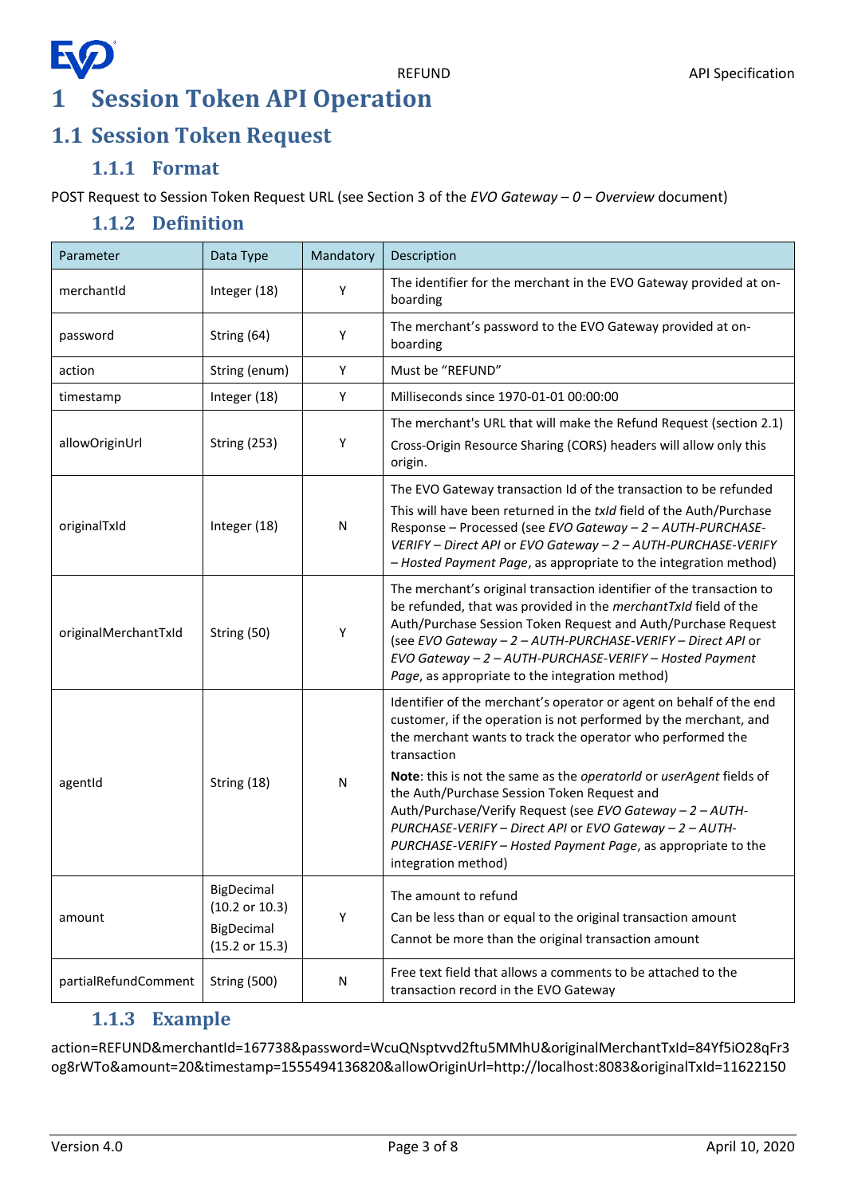# 1 Session Token API Operation

## 1.1 Session Token Request

### 1.1.1 Format

POST Request to Session Token Request URL (see Section 3 of the *EVO Gateway – 0 – Overview* document)

### 1.1.2 Definition

| Parameter | Data Type | Mandatory | Description |
| --- | --- | --- | --- |
| merchantId | Integer (18) | Y | The identifier for the merchant in the EVO Gateway provided at on-boarding |
| password | String (64) | Y | The merchant's password to the EVO Gateway provided at on-boarding |
| action | String (enum) | Y | Must be "REFUND" |
| timestamp | Integer (18) | Y | Milliseconds since 1970-01-01 00:00:00 |
| allowOriginUrl | String (253) | Y | The merchant's URL that will make the Refund Request (section 2.1)<br>Cross-Origin Resource Sharing (CORS) headers will allow only this origin. |
| originalTxId | Integer (18) | N | The EVO Gateway transaction Id of the transaction to be refunded<br>This will have been returned in the *txId* field of the Auth/Purchase Response – Processed (see *EVO Gateway – 2 – AUTH-PURCHASE-VERIFY – Direct API* or *EVO Gateway – 2 – AUTH-PURCHASE-VERIFY – Hosted Payment Page*, as appropriate to the integration method) |
| originalMerchantTxId | String (50) | Y | The merchant's original transaction identifier of the transaction to be refunded, that was provided in the *merchantTxId* field of the Auth/Purchase Session Token Request and Auth/Purchase Request (see *EVO Gateway – 2 – AUTH-PURCHASE-VERIFY – Direct API* or *EVO Gateway – 2 – AUTH-PURCHASE-VERIFY – Hosted Payment Page*, as appropriate to the integration method) |
| agentId | String (18) | N | Identifier of the merchant's operator or agent on behalf of the end customer, if the operation is not performed by the merchant, and the merchant wants to track the operator who performed the transaction<br>**Note**: this is not the same as the *operatorId* or *userAgent* fields of the Auth/Purchase Session Token Request and Auth/Purchase/Verify Request (see *EVO Gateway – 2 – AUTH-PURCHASE-VERIFY – Direct API* or *EVO Gateway – 2 – AUTH-PURCHASE-VERIFY – Hosted Payment Page*, as appropriate to the integration method) |
| amount | BigDecimal (10.2 or 10.3)<br>BigDecimal (15.2 or 15.3) | Y | The amount to refund<br>Can be less than or equal to the original transaction amount<br>Cannot be more than the original transaction amount |
| partialRefundComment | String (500) | N | Free text field that allows a comments to be attached to the transaction record in the EVO Gateway |

### 1.1.3 Example

action=REFUND&merchantId=167738&password=WcuQNsptvvd2ftu5MMhU&originalMerchantTxId=84Yf5iO28qFr3og8rWTo&amount=20&timestamp=1555494136820&allowOriginUrl=http://localhost:8083&originalTxId=11622150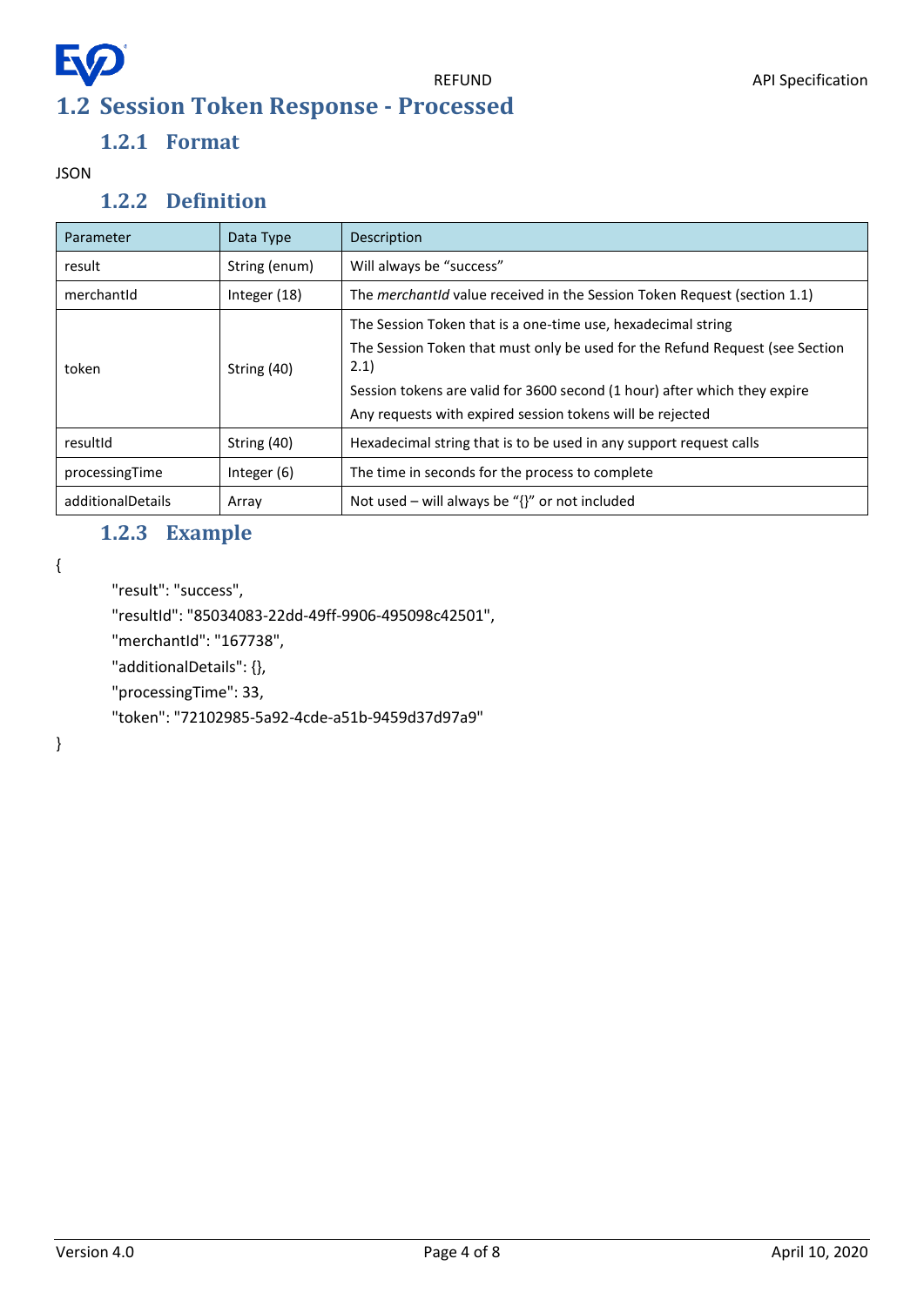## 1.2 Session Token Response - Processed

### 1.2.1 Format

JSON

### 1.2.2 Definition

| Parameter | Data Type | Description |
|---|---|---|
| result | String (enum) | Will always be "success" |
| merchantId | Integer (18) | The *merchantId* value received in the Session Token Request (section 1.1) |
| token | String (40) | The Session Token that is a one-time use, hexadecimal string<br>The Session Token that must only be used for the Refund Request (see Section 2.1)<br>Session tokens are valid for 3600 second (1 hour) after which they expire<br>Any requests with expired session tokens will be rejected |
| resultId | String (40) | Hexadecimal string that is to be used in any support request calls |
| processingTime | Integer (6) | The time in seconds for the process to complete |
| additionalDetails | Array | Not used – will always be "{}" or not included |

### 1.2.3 Example

```
{
    "result": "success",
    "resultId": "85034083-22dd-49ff-9906-495098c42501",
    "merchantId": "167738",
    "additionalDetails": {},
    "processingTime": 33,
    "token": "72102985-5a92-4cde-a51b-9459d37d97a9"
}
```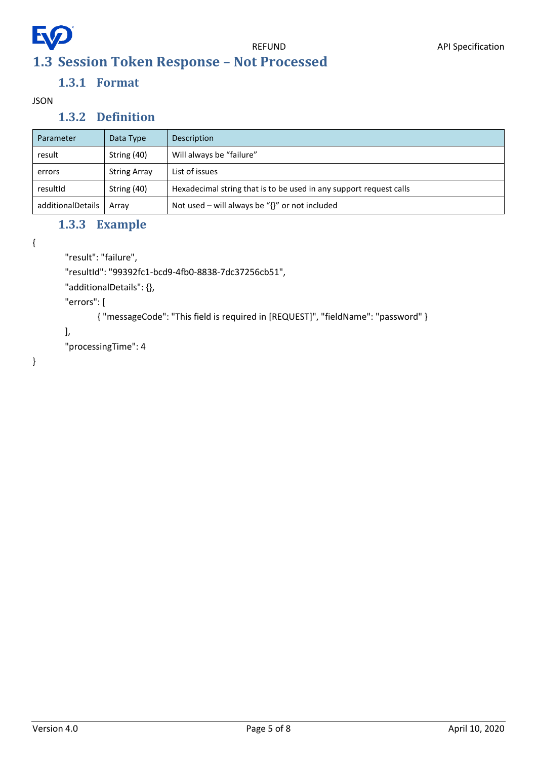## 1.3 Session Token Response – Not Processed

### 1.3.1 Format

JSON

### 1.3.2 Definition

| Parameter | Data Type | Description |
| --- | --- | --- |
| result | String (40) | Will always be “failure” |
| errors | String Array | List of issues |
| resultId | String (40) | Hexadecimal string that is to be used in any support request calls |
| additionalDetails | Array | Not used – will always be “{}” or not included |

### 1.3.3 Example

```
{
        "result": "failure",
        "resultId": "99392fc1-bcd9-4fb0-8838-7dc37256cb51",
        "additionalDetails": {},
        "errors": [
                { "messageCode": "This field is required in [REQUEST]", "fieldName": "password" }
        ],
        "processingTime": 4
}
```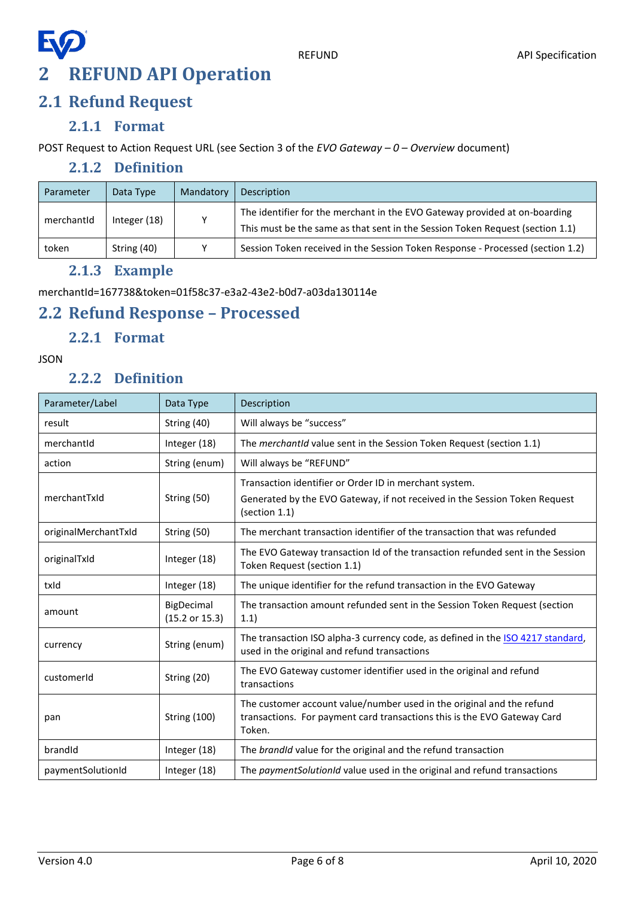# 2 REFUND API Operation

## 2.1 Refund Request

### 2.1.1 Format

POST Request to Action Request URL (see Section 3 of the *EVO Gateway – 0 – Overview* document)

### 2.1.2 Definition

| Parameter | Data Type | Mandatory | Description |
|---|---|---|---|
| merchantId | Integer (18) | Y | The identifier for the merchant in the EVO Gateway provided at on-boarding<br>This must be the same as that sent in the Session Token Request (section 1.1) |
| token | String (40) | Y | Session Token received in the Session Token Response - Processed (section 1.2) |

### 2.1.3 Example

merchantId=167738&token=01f58c37-e3a2-43e2-b0d7-a03da130114e

## 2.2 Refund Response – Processed

### 2.2.1 Format

JSON

### 2.2.2 Definition

| Parameter/Label | Data Type | Description |
|---|---|---|
| result | String (40) | Will always be “success” |
| merchantId | Integer (18) | The *merchantId* value sent in the Session Token Request (section 1.1) |
| action | String (enum) | Will always be “REFUND” |
| merchantTxId | String (50) | Transaction identifier or Order ID in merchant system.<br>Generated by the EVO Gateway, if not received in the Session Token Request (section 1.1) |
| originalMerchantTxId | String (50) | The merchant transaction identifier of the transaction that was refunded |
| originalTxId | Integer (18) | The EVO Gateway transaction Id of the transaction refunded sent in the Session Token Request (section 1.1) |
| txId | Integer (18) | The unique identifier for the refund transaction in the EVO Gateway |
| amount | BigDecimal (15.2 or 15.3) | The transaction amount refunded sent in the Session Token Request (section 1.1) |
| currency | String (enum) | The transaction ISO alpha-3 currency code, as defined in the ISO 4217 standard, used in the original and refund transactions |
| customerId | String (20) | The EVO Gateway customer identifier used in the original and refund transactions |
| pan | String (100) | The customer account value/number used in the original and the refund transactions. For payment card transactions this is the EVO Gateway Card Token. |
| brandId | Integer (18) | The *brandId* value for the original and the refund transaction |
| paymentSolutionId | Integer (18) | The *paymentSolutionId* value used in the original and refund transactions |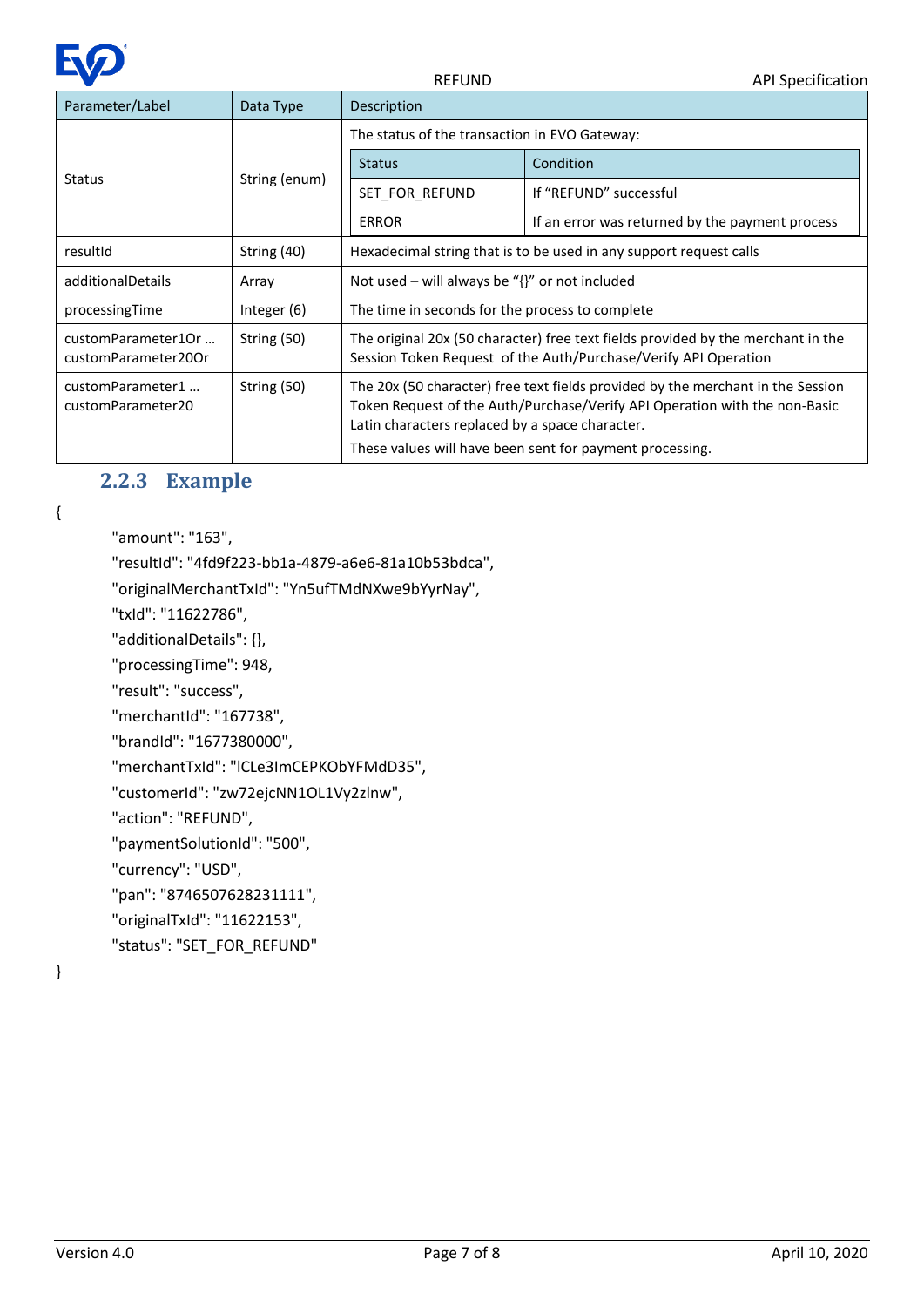| Parameter/Label | Data Type | Description |
| --- | --- | --- |
| Status | String (enum) | The status of the transaction in EVO Gateway:<br><br>**Status** / **Condition**<br>SET_FOR_REFUND — If "REFUND" successful<br>ERROR — If an error was returned by the payment process |
| resultId | String (40) | Hexadecimal string that is to be used in any support request calls |
| additionalDetails | Array | Not used – will always be "{}" or not included |
| processingTime | Integer (6) | The time in seconds for the process to complete |
| customParameter1Or … customParameter20Or | String (50) | The original 20x (50 character) free text fields provided by the merchant in the Session Token Request of the Auth/Purchase/Verify API Operation |
| customParameter1 … customParameter20 | String (50) | The 20x (50 character) free text fields provided by the merchant in the Session Token Request of the Auth/Purchase/Verify API Operation with the non-Basic Latin characters replaced by a space character.<br>These values will have been sent for payment processing. |

### 2.2.3 Example

```
{
    "amount": "163",
    "resultId": "4fd9f223-bb1a-4879-a6e6-81a10b53bdca",
    "originalMerchantTxId": "Yn5ufTMdNXwe9bYyrNay",
    "txId": "11622786",
    "additionalDetails": {},
    "processingTime": 948,
    "result": "success",
    "merchantId": "167738",
    "brandId": "1677380000",
    "merchantTxId": "lCLe3ImCEPKObYFMdD35",
    "customerId": "zw72ejcNN1OL1Vy2zlnw",
    "action": "REFUND",
    "paymentSolutionId": "500",
    "currency": "USD",
    "pan": "8746507628231111",
    "originalTxId": "11622153",
    "status": "SET_FOR_REFUND"
}
```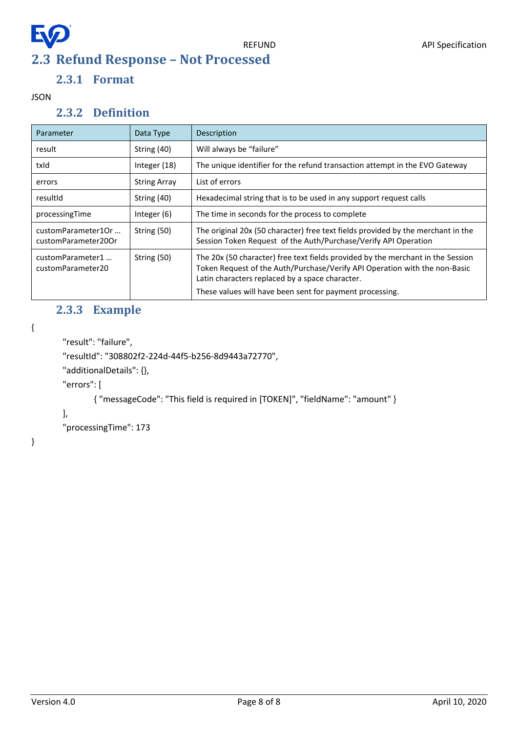## 2.3 Refund Response – Not Processed

### 2.3.1 Format

JSON

### 2.3.2 Definition

| Parameter | Data Type | Description |
|---|---|---|
| result | String (40) | Will always be “failure” |
| txId | Integer (18) | The unique identifier for the refund transaction attempt in the EVO Gateway |
| errors | String Array | List of errors |
| resultId | String (40) | Hexadecimal string that is to be used in any support request calls |
| processingTime | Integer (6) | The time in seconds for the process to complete |
| customParameter1Or … customParameter20Or | String (50) | The original 20x (50 character) free text fields provided by the merchant in the Session Token Request of the Auth/Purchase/Verify API Operation |
| customParameter1 … customParameter20 | String (50) | The 20x (50 character) free text fields provided by the merchant in the Session Token Request of the Auth/Purchase/Verify API Operation with the non-Basic Latin characters replaced by a space character. These values will have been sent for payment processing. |

### 2.3.3 Example

```
{
	"result": "failure",
	"resultId": "308802f2-224d-44f5-b256-8d9443a72770",
	"additionalDetails": {},
	"errors": [
		{ "messageCode": "This field is required in [TOKEN]", "fieldName": "amount" }
	],
	"processingTime": 173
}
```